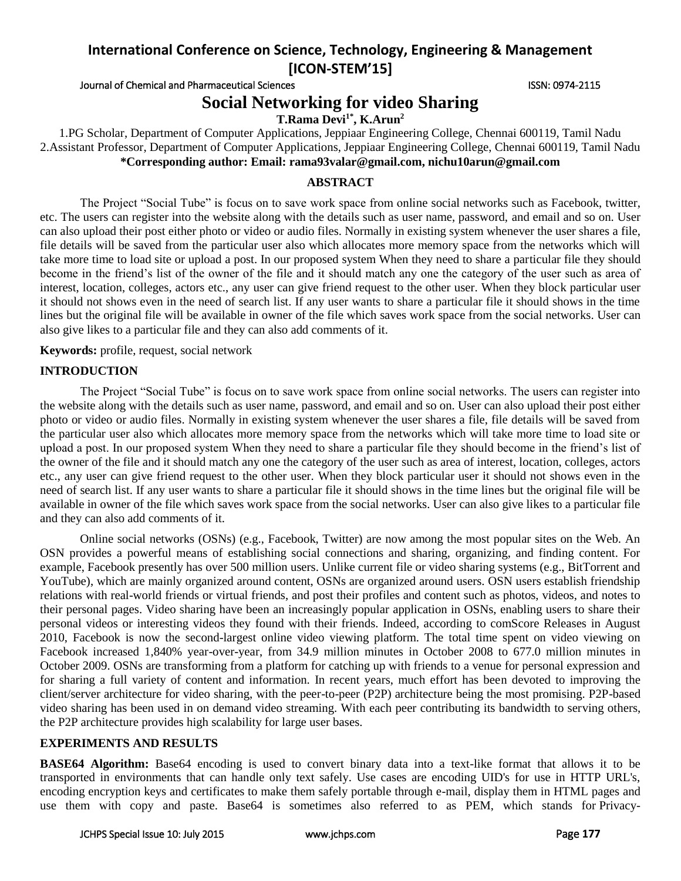# Social Networking for video Sharing

**T.Rama Devi[1*], K.Arun[2]**

1.PG Scholar, Department of Computer Applications, Jeppiaar Engineering College, Chennai 600119, Tamil Nadu
2.Assistant Professor, Department of Computer Applications, Jeppiaar Engineering College, Chennai 600119, Tamil Nadu

**\*Corresponding author: Email: rama93valar@gmail.com, nichu10arun@gmail.com**

## ABSTRACT

The Project "Social Tube" is focus on to save work space from online social networks such as Facebook, twitter, etc. The users can register into the website along with the details such as user name, password, and email and so on. User can also upload their post either photo or video or audio files. Normally in existing system whenever the user shares a file, file details will be saved from the particular user also which allocates more memory space from the networks which will take more time to load site or upload a post. In our proposed system When they need to share a particular file they should become in the friend's list of the owner of the file and it should match any one the category of the user such as area of interest, location, colleges, actors etc., any user can give friend request to the other user. When they block particular user it should not shows even in the need of search list. If any user wants to share a particular file it should shows in the time lines but the original file will be available in owner of the file which saves work space from the social networks. User can also give likes to a particular file and they can also add comments of it.

**Keywords:** profile, request, social network

## INTRODUCTION

The Project "Social Tube" is focus on to save work space from online social networks. The users can register into the website along with the details such as user name, password, and email and so on. User can also upload their post either photo or video or audio files. Normally in existing system whenever the user shares a file, file details will be saved from the particular user also which allocates more memory space from the networks which will take more time to load site or upload a post. In our proposed system When they need to share a particular file they should become in the friend's list of the owner of the file and it should match any one the category of the user such as area of interest, location, colleges, actors etc., any user can give friend request to the other user. When they block particular user it should not shows even in the need of search list. If any user wants to share a particular file it should shows in the time lines but the original file will be available in owner of the file which saves work space from the social networks. User can also give likes to a particular file and they can also add comments of it.

Online social networks (OSNs) (e.g., Facebook, Twitter) are now among the most popular sites on the Web. An OSN provides a powerful means of establishing social connections and sharing, organizing, and finding content. For example, Facebook presently has over 500 million users. Unlike current file or video sharing systems (e.g., BitTorrent and YouTube), which are mainly organized around content, OSNs are organized around users. OSN users establish friendship relations with real-world friends or virtual friends, and post their profiles and content such as photos, videos, and notes to their personal pages. Video sharing have been an increasingly popular application in OSNs, enabling users to share their personal videos or interesting videos they found with their friends. Indeed, according to comScore Releases in August 2010, Facebook is now the second-largest online video viewing platform. The total time spent on video viewing on Facebook increased 1,840% year-over-year, from 34.9 million minutes in October 2008 to 677.0 million minutes in October 2009. OSNs are transforming from a platform for catching up with friends to a venue for personal expression and for sharing a full variety of content and information. In recent years, much effort has been devoted to improving the client/server architecture for video sharing, with the peer-to-peer (P2P) architecture being the most promising. P2P-based video sharing has been used in on demand video streaming. With each peer contributing its bandwidth to serving others, the P2P architecture provides high scalability for large user bases.

## EXPERIMENTS AND RESULTS

**BASE64 Algorithm:** Base64 encoding is used to convert binary data into a text-like format that allows it to be transported in environments that can handle only text safely. Use cases are encoding UID's for use in HTTP URL's, encoding encryption keys and certificates to make them safely portable through e-mail, display them in HTML pages and use them with copy and paste. Base64 is sometimes also referred to as PEM, which stands for Privacy-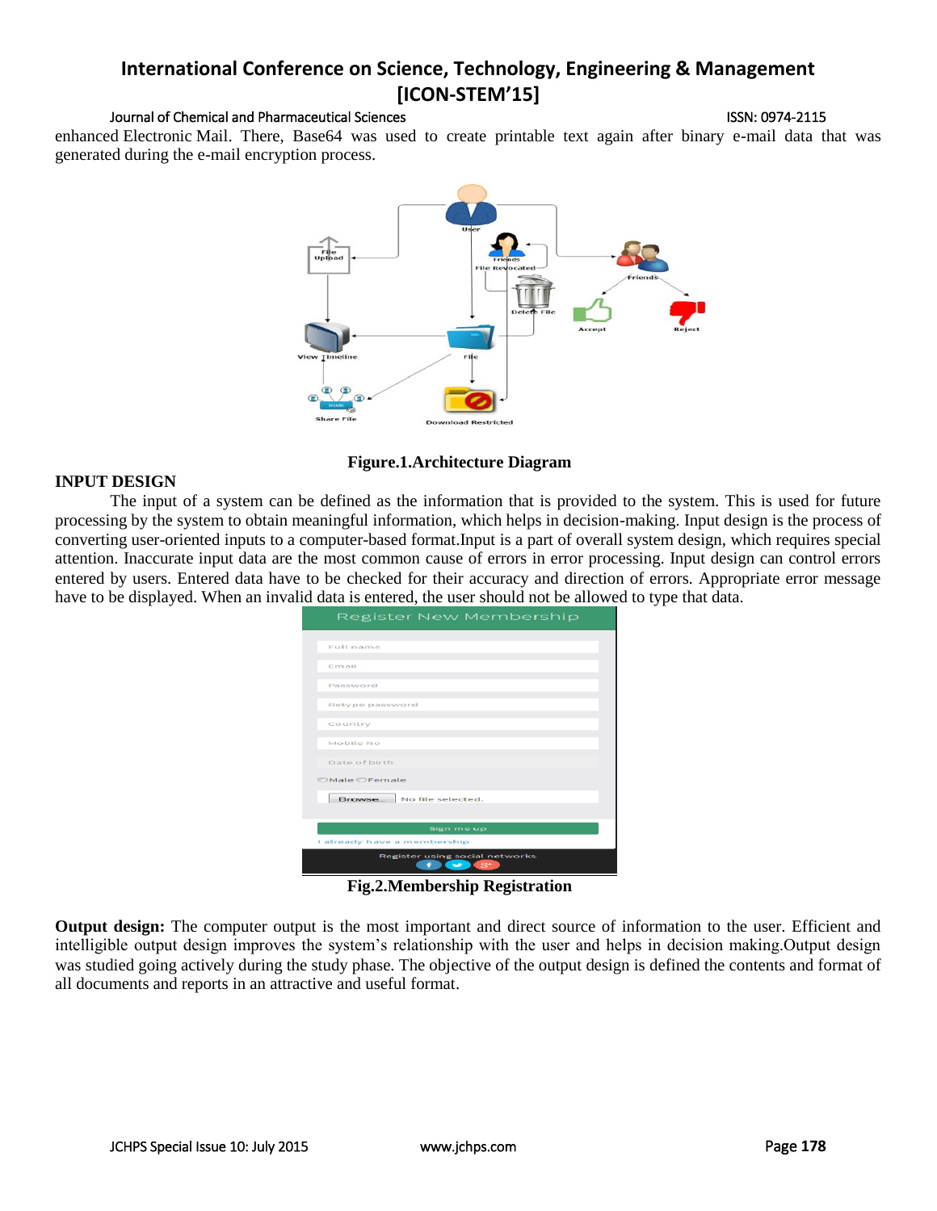enhanced Electronic Mail. There, Base64 was used to create printable text again after binary e-mail data that was generated during the e-mail encryption process.

**Figure.1.Architecture Diagram**

## INPUT DESIGN

The input of a system can be defined as the information that is provided to the system. This is used for future processing by the system to obtain meaningful information, which helps in decision-making. Input design is the process of converting user-oriented inputs to a computer-based format.Input is a part of overall system design, which requires special attention. Inaccurate input data are the most common cause of errors in error processing. Input design can control errors entered by users. Entered data have to be checked for their accuracy and direction of errors. Appropriate error message have to be displayed. When an invalid data is entered, the user should not be allowed to type that data.

**Fig.2.Membership Registration**

**Output design:** The computer output is the most important and direct source of information to the user. Efficient and intelligible output design improves the system's relationship with the user and helps in decision making.Output design was studied going actively during the study phase. The objective of the output design is defined the contents and format of all documents and reports in an attractive and useful format.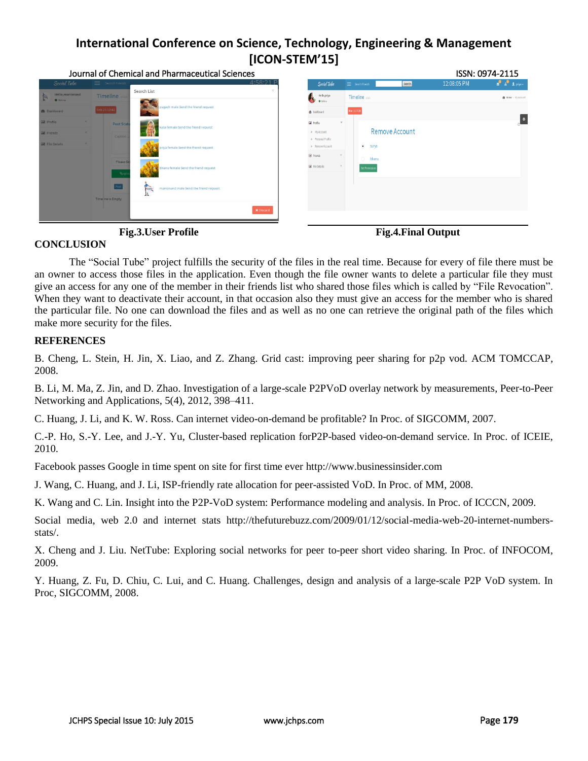Fig.3.User Profile

Fig.4.Final Output

## CONCLUSION

The “Social Tube” project fulfills the security of the files in the real time. Because for every of file there must be an owner to access those files in the application. Even though the file owner wants to delete a particular file they must give an access for any one of the member in their friends list who shared those files which is called by “File Revocation”. When they want to deactivate their account, in that occasion also they must give an access for the member who is shared the particular file. No one can download the files and as well as no one can retrieve the original path of the files which make more security for the files.

## REFERENCES

B. Cheng, L. Stein, H. Jin, X. Liao, and Z. Zhang. Grid cast: improving peer sharing for p2p vod. ACM TOMCCAP, 2008.

B. Li, M. Ma, Z. Jin, and D. Zhao. Investigation of a large-scale P2PVoD overlay network by measurements, Peer-to-Peer Networking and Applications, 5(4), 2012, 398–411.

C. Huang, J. Li, and K. W. Ross. Can internet video-on-demand be profitable? In Proc. of SIGCOMM, 2007.

C.-P. Ho, S.-Y. Lee, and J.-Y. Yu, Cluster-based replication forP2P-based video-on-demand service. In Proc. of ICEIE, 2010.

Facebook passes Google in time spent on site for first time ever http://www.businessinsider.com

J. Wang, C. Huang, and J. Li, ISP-friendly rate allocation for peer-assisted VoD. In Proc. of MM, 2008.

K. Wang and C. Lin. Insight into the P2P-VoD system: Performance modeling and analysis. In Proc. of ICCCN, 2009.

Social media, web 2.0 and internet stats http://thefuturebuzz.com/2009/01/12/social-media-web-20-internet-numbers-stats/.

X. Cheng and J. Liu. NetTube: Exploring social networks for peer to-peer short video sharing. In Proc. of INFOCOM, 2009.

Y. Huang, Z. Fu, D. Chiu, C. Lui, and C. Huang. Challenges, design and analysis of a large-scale P2P VoD system. In Proc, SIGCOMM, 2008.